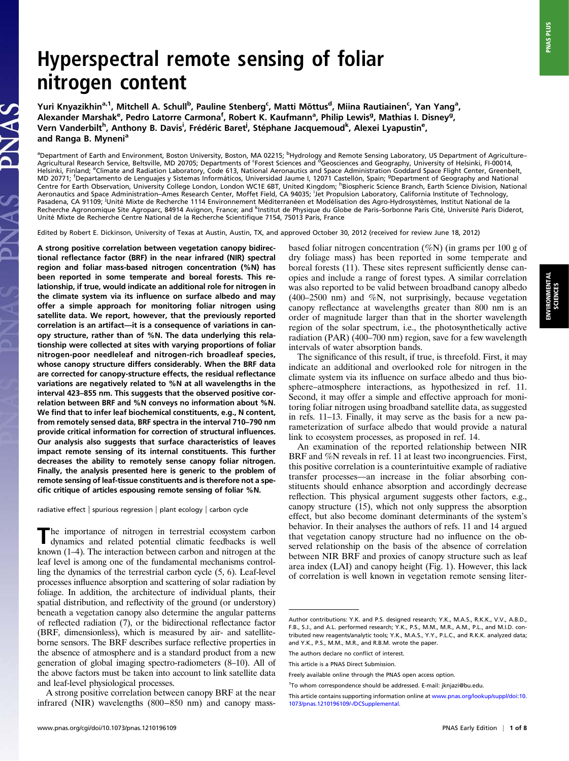# Hyperspectral remote sensing of foliar nitrogen content

Yuri Knyazikhin[a,1], Mitchell A. Schull[b], Pauline Stenberg[c], Matti Mõttus[d], Miina Rautiainen[c], Yan Yang[a], Alexander Marshak[e], Pedro Latorre Carmona[f], Robert K. Kaufmann[a], Philip Lewis[g], Mathias I. Disney[g], Vern Vanderbilt[h], Anthony B. Davis[i], Frédéric Baret[j], Stéphane Jacquemoud[k], Alexei Lyapustin[e], and Ranga B. Myneni[a]

[a]Department of Earth and Environment, Boston University, Boston, MA 02215; [b]Hydrology and Remote Sensing Laboratory, US Department of Agriculture–Agricultural Research Service, Beltsville, MD 20705; Departments of [c]Forest Sciences and [d]Geosciences and Geography, University of Helsinki, FI-00014, Helsinki, Finland; [e]Climate and Radiation Laboratory, Code 613, National Aeronautics and Space Administration Goddard Space Flight Center, Greenbelt, MD 20771; [f]Departamento de Lenguajes y Sistemas Informáticos, Universidad Jaume I, 12071 Castellón, Spain; [g]Department of Geography and National Centre for Earth Observation, University College London, London WC1E 6BT, United Kingdom; [h]Biospheric Science Branch, Earth Science Division, National Aeronautics and Space Administration–Ames Research Center, Moffet Field, CA 94035; [i]Jet Propulsion Laboratory, California Institute of Technology, Pasadena, CA 91109; [j]Unité Mixte de Recherche 1114 Environnement Méditerranéen et Modélisation des Agro-Hydrosystèmes, Institut National de la Recherche Agronomique Site Agroparc, 84914 Avignon, France; and [k]Institut de Physique du Globe de Paris–Sorbonne Paris Cité, Université Paris Diderot, Unité Mixte de Recherche Centre National de la Recherche Scientifique 7154, 75013 Paris, France

Edited by Robert E. Dickinson, University of Texas at Austin, Austin, TX, and approved October 30, 2012 (received for review June 18, 2012)

**A strong positive correlation between vegetation canopy bidirectional reflectance factor (BRF) in the near infrared (NIR) spectral region and foliar mass-based nitrogen concentration (%N) has been reported in some temperate and boreal forests. This relationship, if true, would indicate an additional role for nitrogen in the climate system via its influence on surface albedo and may offer a simple approach for monitoring foliar nitrogen using satellite data. We report, however, that the previously reported correlation is an artifact—it is a consequence of variations in canopy structure, rather than of %N. The data underlying this relationship were collected at sites with varying proportions of foliar nitrogen-poor needleleaf and nitrogen-rich broadleaf species, whose canopy structure differs considerably. When the BRF data are corrected for canopy-structure effects, the residual reflectance variations are negatively related to %N at all wavelengths in the interval 423–855 nm. This suggests that the observed positive correlation between BRF and %N conveys no information about %N. We find that to infer leaf biochemical constituents, e.g., N content, from remotely sensed data, BRF spectra in the interval 710–790 nm provide critical information for correction of structural influences. Our analysis also suggests that surface characteristics of leaves impact remote sensing of its internal constituents. This further decreases the ability to remotely sense canopy foliar nitrogen. Finally, the analysis presented here is generic to the problem of remote sensing of leaf-tissue constituents and is therefore not a specific critique of articles espousing remote sensing of foliar %N.**

radiative effect | spurious regression | plant ecology | carbon cycle

The importance of nitrogen in terrestrial ecosystem carbon dynamics and related potential climatic feedbacks is well known (1–4). The interaction between carbon and nitrogen at the leaf level is among one of the fundamental mechanisms controlling the dynamics of the terrestrial carbon cycle (5, 6). Leaf-level processes influence absorption and scattering of solar radiation by foliage. In addition, the architecture of individual plants, their spatial distribution, and reflectivity of the ground (or understory) beneath a vegetation canopy also determine the angular patterns of reflected radiation (7), or the bidirectional reflectance factor (BRF, dimensionless), which is measured by air- and satellite-borne sensors. The BRF describes surface reflective properties in the absence of atmosphere and is a standard product from a new generation of global imaging spectro-radiometers (8–10). All of the above factors must be taken into account to link satellite data and leaf-level physiological processes.

A strong positive correlation between canopy BRF at the near infrared (NIR) wavelengths (800–850 nm) and canopy mass-based foliar nitrogen concentration (%N) (in grams per 100 g of dry foliage mass) has been reported in some temperate and boreal forests (11). These sites represent sufficiently dense canopies and include a range of forest types. A similar correlation was also reported to be valid between broadband canopy albedo (400–2500 nm) and %N, not surprisingly, because vegetation canopy reflectance at wavelengths greater than 800 nm is an order of magnitude larger than that in the shorter wavelength region of the solar spectrum, i.e., the photosynthetically active radiation (PAR) (400–700 nm) region, save for a few wavelength intervals of water absorption bands.

The significance of this result, if true, is threefold. First, it may indicate an additional and overlooked role for nitrogen in the climate system via its influence on surface albedo and thus biosphere–atmosphere interactions, as hypothesized in ref. 11. Second, it may offer a simple and effective approach for monitoring foliar nitrogen using broadband satellite data, as suggested in refs. 11–13. Finally, it may serve as the basis for a new parameterization of surface albedo that would provide a natural link to ecosystem processes, as proposed in ref. 14.

An examination of the reported relationship between NIR BRF and %N reveals in ref. 11 at least two incongruencies. First, this positive correlation is a counterintuitive example of radiative transfer processes—an increase in the foliar absorbing constituents should enhance absorption and accordingly decrease reflection. This physical argument suggests other factors, e.g., canopy structure (15), which not only suppress the absorption effect, but also become dominant determinants of the system's behavior. In their analyses the authors of refs. 11 and 14 argued that vegetation canopy structure had no influence on the observed relationship on the basis of the absence of correlation between NIR BRF and proxies of canopy structure such as leaf area index (LAI) and canopy height (Fig. 1). However, this lack of correlation is well known in vegetation remote sensing liter-

Author contributions: Y.K. and P.S. designed research; Y.K., M.A.S., R.K.K., V.V., A.B.D., F.B., S.J., and A.L. performed research; Y.K., P.S., M.M., M.R., A.M., P.L., and M.I.D. contributed new reagents/analytic tools; Y.K., M.A.S., Y.Y., P.L.C., and R.K.K. analyzed data; and Y.K., P.S., M.M., M.R., and R.B.M. wrote the paper.

The authors declare no conflict of interest.

This article is a PNAS Direct Submission.

Freely available online through the PNAS open access option.

[1]To whom correspondence should be addressed. E-mail: jknjazi@bu.edu.

This article contains supporting information online at www.pnas.org/lookup/suppl/doi:10.1073/pnas.1210196109/-/DCSupplemental.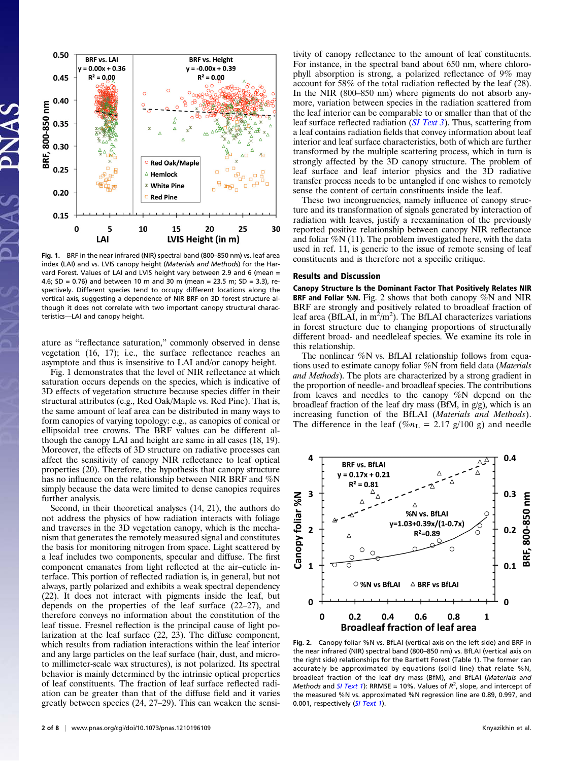Fig. 1. BRF in the near infrared (NIR) spectral band (800–850 nm) vs. leaf area index (LAI) and vs. LVIS canopy height (*Materials and Methods*) for the Harvard Forest. Values of LAI and LVIS height vary between 2.9 and 6 (mean = 4.6; SD = 0.76) and between 10 m and 30 m (mean = 23.5 m; SD = 3.3), respectively. Different species tend to occupy different locations along the vertical axis, suggesting a dependence of NIR BRF on 3D forest structure although it does not correlate with two important canopy structural characteristics—LAI and canopy height.

ature as "reflectance saturation," commonly observed in dense vegetation (16, 17); i.e., the surface reflectance reaches an asymptote and thus is insensitive to LAI and/or canopy height. Fig. 1 demonstrates that the level of NIR reflectance at which saturation occurs depends on the species, which is indicative of 3D effects of vegetation structure because species differ in their structural attributes (e.g., Red Oak/Maple vs. Red Pine). That is, the same amount of leaf area can be distributed in many ways to form canopies of varying topology: e.g., as canopies of conical or ellipsoidal tree crowns. The BRF values can be different although the canopy LAI and height are same in all cases (18, 19). Moreover, the effects of 3D structure on radiative processes can affect the sensitivity of canopy NIR reflectance to leaf optical properties (20). Therefore, the hypothesis that canopy structure has no influence on the relationship between NIR BRF and %N simply because the data were limited to dense canopies requires further analysis.

Second, in their theoretical analyses (14, 21), the authors do not address the physics of how radiation interacts with foliage and traverses in the 3D vegetation canopy, which is the mechanism that generates the remotely measured signal and constitutes the basis for monitoring nitrogen from space. Light scattered by a leaf includes two components, specular and diffuse. The first component emanates from light reflected at the air–cuticle interface. This portion of reflected radiation is, in general, but not always, partly polarized and exhibits a weak spectral dependency (22). It does not interact with pigments inside the leaf, but depends on the properties of the leaf surface (22–27), and therefore conveys no information about the constitution of the leaf tissue. Fresnel reflection is the principal cause of light polarization at the leaf surface (22, 23). The diffuse component, which results from radiation interactions within the leaf interior and any large particles on the leaf surface (hair, dust, and micro- to millimeter-scale wax structures), is not polarized. Its spectral behavior is mainly determined by the intrinsic optical properties of leaf constituents. The fraction of leaf surface reflected radiation can be greater than that of the diffuse field and it varies greatly between species (24, 27–29). This can weaken the sensitivity of canopy reflectance to the amount of leaf constituents. For instance, in the spectral band about 650 nm, where chlorophyll absorption is strong, a polarized reflectance of 9% may account for 58% of the total radiation reflected by the leaf (28). In the NIR (800–850 nm) where pigments do not absorb anymore, variation between species in the radiation scattered from the leaf interior can be comparable to or smaller than that of the leaf surface reflected radiation (*SI Text 3*). Thus, scattering from a leaf contains radiation fields that convey information about leaf interior and leaf surface characteristics, both of which are further transformed by the multiple scattering process, which in turn is strongly affected by the 3D canopy structure. The problem of leaf surface and leaf interior physics and the 3D radiative transfer process needs to be untangled if one wishes to remotely sense the content of certain constituents inside the leaf.

These two incongruencies, namely influence of canopy structure and its transformation of signals generated by interaction of radiation with leaves, justify a reexamination of the previously reported positive relationship between canopy NIR reflectance and foliar %N (11). The problem investigated here, with the data used in ref. 11, is generic to the issue of remote sensing of leaf constituents and is therefore not a specific critique.

## Results and Discussion

**Canopy Structure Is the Dominant Factor That Positively Relates NIR BRF and Foliar %N.** Fig. 2 shows that both canopy %N and NIR BRF are strongly and positively related to broadleaf fraction of leaf area (BfLAI, in $m^2/m^2$). The BfLAI characterizes variations in forest structure due to changing proportions of structurally different broad- and needleleaf species. We examine its role in this relationship.

The nonlinear %N vs. BfLAI relationship follows from equations used to estimate canopy foliar %N from field data (*Materials and Methods*). The plots are characterized by a strong gradient in the proportion of needle- and broadleaf species. The contributions from leaves and needles to the canopy %N depend on the broadleaf fraction of the leaf dry mass (BfM, in g/g), which is an increasing function of the BfLAI (*Materials and Methods*). The difference in the leaf ($\%n_L$ = 2.17 g/100 g) and needle

Fig. 2. Canopy foliar %N vs. BfLAI (vertical axis on the left side) and BRF in the near infrared (NIR) spectral band (800–850 nm) vs. BfLAI (vertical axis on the right side) relationships for the Bartlett Forest (Table 1). The former can accurately be approximated by equations (solid line) that relate %N, broadleaf fraction of the leaf dry mass (BfM), and BfLAI (*Materials and Methods* and *SI Text 1*): RRMSE = 10%. Values of $R^2$, slope, and intercept of the measured %N vs. approximated %N regression line are 0.89, 0.997, and 0.001, respectively (*SI Text 1*).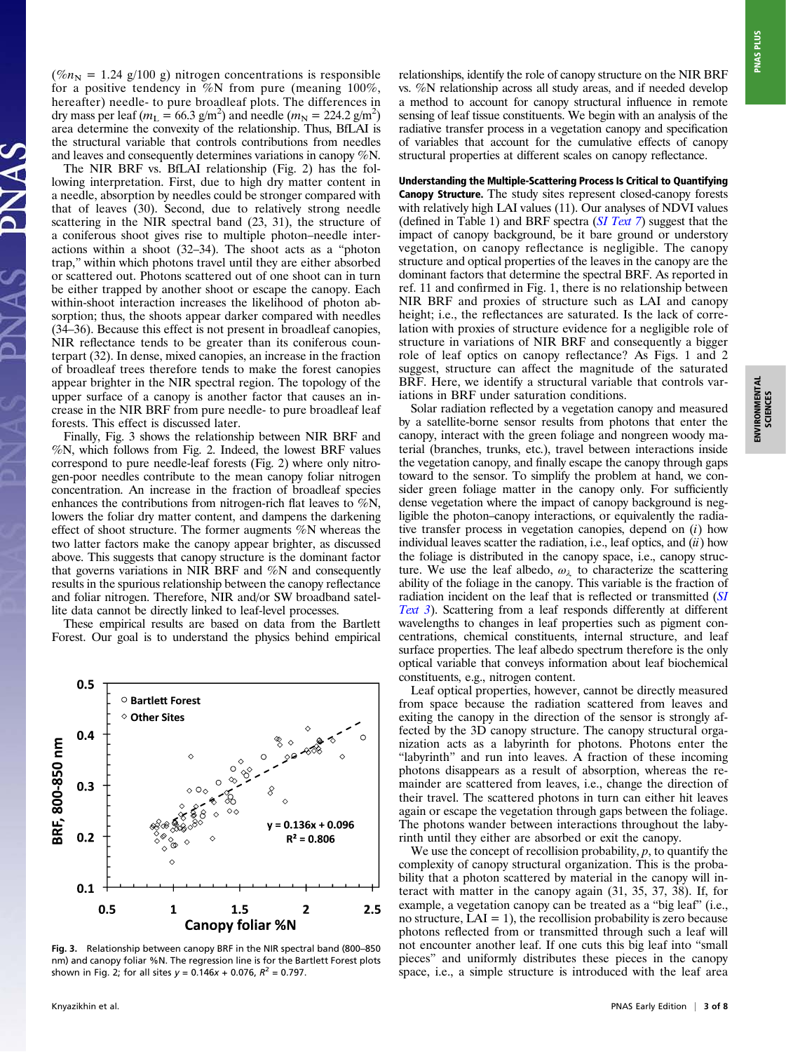($\%n_N$ = 1.24 g/100 g) nitrogen concentrations is responsible for a positive tendency in %N from pure (meaning 100%, hereafter) needle- to pure broadleaf plots. The differences in dry mass per leaf ($m_L$ = 66.3 g/m$^2$) and needle ($m_N$ = 224.2 g/m$^2$) area determine the convexity of the relationship. Thus, BfLAI is the structural variable that controls contributions from needles and leaves and consequently determines variations in canopy %N.

The NIR BRF vs. BfLAI relationship (Fig. 2) has the following interpretation. First, due to high dry matter content in a needle, absorption by needles could be stronger compared with that of leaves (30). Second, due to relatively strong needle scattering in the NIR spectral band (23, 31), the structure of a coniferous shoot gives rise to multiple photon–needle interactions within a shoot (32–34). The shoot acts as a "photon trap," within which photons travel until they are either absorbed or scattered out of the shoot. Photons scattered out of one shoot can in turn be either trapped by another shoot or escape the canopy. Each within-shoot interaction increases the likelihood of photon absorption; thus, the shoots appear darker compared with needles (34–36). Because this effect is not present in broadleaf canopies, NIR reflectance tends to be greater than its coniferous counterpart (32). In dense, mixed canopies, an increase in the fraction of broadleaf trees therefore tends to make the forest canopies appear brighter in the NIR spectral region. The topology of the upper surface of a canopy is another factor that causes an increase in the NIR BRF from pure needle- to pure broadleaf leaf forests. This effect is discussed later.

Finally, Fig. 3 shows the relationship between NIR BRF and %N, which follows from Fig. 2. Indeed, the lowest BRF values correspond to pure needle-leaf forests (Fig. 2) where only nitrogen-poor needles contribute to the mean canopy foliar nitrogen concentration. An increase in the fraction of broadleaf species enhances the contributions from nitrogen-rich flat leaves to %N, lowers the foliar dry matter content, and dampens the darkening effect of shoot structure. The former augments %N whereas the two latter factors make the canopy appear brighter, as discussed above. This suggests that canopy structure is the dominant factor that governs variations in NIR BRF and %N and consequently results in the spurious relationship between the canopy reflectance and foliar nitrogen. Therefore, NIR and/or SW broadband satellite data cannot be directly linked to leaf-level processes.

These empirical results are based on data from the Bartlett Forest. Our goal is to understand the physics behind empirical relationships, identify the role of canopy structure on the NIR BRF vs. %N relationship across all study areas, and if needed develop a method to account for canopy structural information in remote sensing of leaf tissue constituents. We begin with an analysis of the radiative transfer process in a vegetation canopy and specification of variables that account for the cumulative effects of canopy structural properties at different scales on canopy reflectance.

Bartlett Forest
Other Sites
y = 0.136x + 0.096
R² = 0.806
BRF, 800-850 nm
0.1
0.2
0.3
0.4
0.5
Canopy foliar %N
0.5
1
1.5
2
2.5

**Fig. 3.** Relationship between canopy BRF in the NIR spectral band (800–850 nm) and canopy foliar %N. The regression line is for the Bartlett Forest plots shown in Fig. 2; for all sites $y = 0.146x + 0.076$, $R^2 = 0.797$.

**Understanding the Multiple-Scattering Process Is Critical to Quantifying Canopy Structure.** The study sites represent closed-canopy forests with relatively high LAI values (11). Our analyses of NDVI values (defined in Table 1) and BRF spectra (*SI Text 7*) suggest that the impact of canopy background, be it bare ground or understory vegetation, on canopy reflectance is negligible. The canopy structure and optical properties of the leaves in the canopy are the dominant factors that determine the spectral BRF. As reported in ref. 11 and confirmed in Fig. 1, there is no relationship between NIR BRF and proxies of structure such as LAI and canopy height; i.e., the reflectances are saturated. Is the lack of correlation with proxies of structure evidence for a negligible role of structure in variations of NIR BRF and consequently a bigger role of leaf optics on canopy reflectance? As Figs. 1 and 2 suggest, structure can affect the magnitude of the saturated BRF. Here, we identify a structural variable that controls variations in BRF under saturation conditions.

Solar radiation reflected by a vegetation canopy and measured by a satellite-borne sensor results from photons that enter the canopy, interact with the green foliage and nongreen woody material (branches, trunks, etc.), travel between interactions inside the vegetation canopy, and finally escape the canopy through gaps toward to the sensor. To simplify the problem at hand, we consider green foliage matter in the canopy only. For sufficiently dense vegetation where the impact of canopy background is negligible the photon–canopy interactions, or equivalently the radiative transfer process in vegetation canopies, depend on (*i*) how individual leaves scatter the radiation, i.e., leaf optics, and (*ii*) how the foliage is distributed in the canopy space, i.e., canopy structure. We use the leaf albedo, $\omega_\lambda$ to characterize the scattering ability of the foliage in the canopy. This variable is the fraction of radiation incident on the leaf that is reflected or transmitted (*SI Text 3*). Scattering from a leaf responds differently at different wavelengths to changes in leaf properties such as pigment concentrations, chemical constituents, internal structure, and leaf surface properties. The leaf albedo spectrum therefore is the only optical variable that conveys information about leaf biochemical constituents, e.g., nitrogen content.

Leaf optical properties, however, cannot be directly measured from space because the radiation scattered from leaves and exiting the canopy in the direction of the sensor is strongly affected by the 3D canopy structure. The canopy structural organization acts as a labyrinth for photons. Photons enter the "labyrinth" and run into leaves. A fraction of these incoming photons disappears as a result of absorption, whereas the remainder are scattered from leaves, i.e., change the direction of their travel. The scattered photons in turn can either hit leaves again or escape the vegetation through gaps between the foliage. The photons wander between interactions throughout the labyrinth until they either are absorbed or exit the canopy.

We use the concept of recollision probability, $p$, to quantify the complexity of canopy structural organization. This is the probability that a photon scattered by material in the canopy will interact with matter in the canopy again (31, 35, 37, 38). If, for example, a vegetation canopy can be treated as a "big leaf" (i.e., no structure, LAI = 1), the recollision probability is zero because photons reflected from or transmitted through such a leaf will not encounter another leaf. If one cuts this big leaf into "small pieces" and uniformly distributes these pieces in the canopy space, i.e., a simple structure is introduced with the leaf area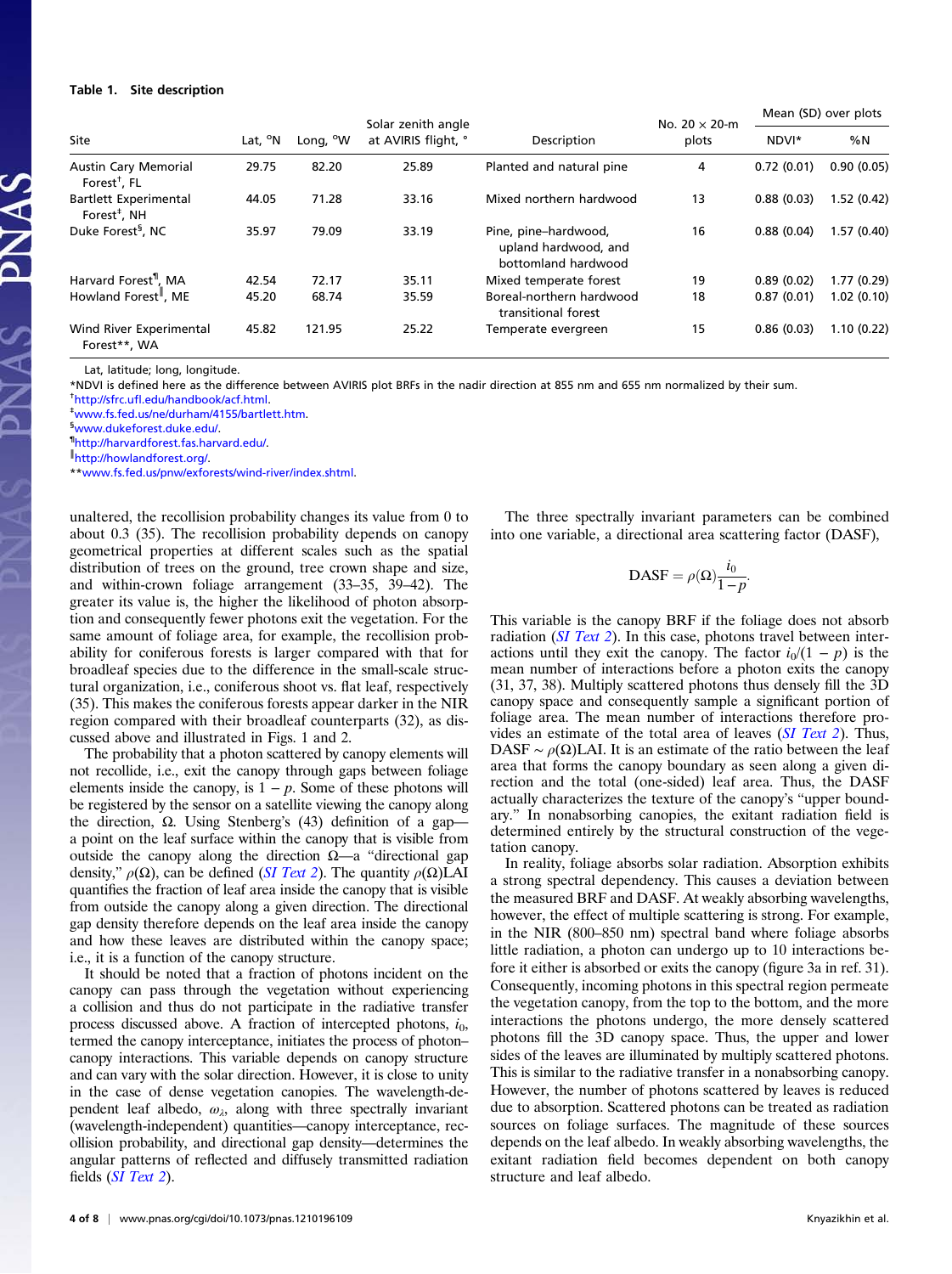**Table 1. Site description**

| Site | Lat, °N | Long, °W | Solar zenith angle at AVIRIS flight, ° | Description | No. 20 × 20-m plots | Mean (SD) over plots | |
|---|---|---|---|---|---|---|---|
| | | | | | | NDVI* | %N |
| Austin Cary Memorial Forest[†], FL | 29.75 | 82.20 | 25.89 | Planted and natural pine | 4 | 0.72 (0.01) | 0.90 (0.05) |
| Bartlett Experimental Forest[‡], NH | 44.05 | 71.28 | 33.16 | Mixed northern hardwood | 13 | 0.88 (0.03) | 1.52 (0.42) |
| Duke Forest[§], NC | 35.97 | 79.09 | 33.19 | Pine, pine–hardwood, upland hardwood, and bottomland hardwood | 16 | 0.88 (0.04) | 1.57 (0.40) |
| Harvard Forest[¶], MA | 42.54 | 72.17 | 35.11 | Mixed temperate forest | 19 | 0.89 (0.02) | 1.77 (0.29) |
| Howland Forest[‖], ME | 45.20 | 68.74 | 35.59 | Boreal-northern hardwood transitional forest | 18 | 0.87 (0.01) | 1.02 (0.10) |
| Wind River Experimental Forest**, WA | 45.82 | 121.95 | 25.22 | Temperate evergreen | 15 | 0.86 (0.03) | 1.10 (0.22) |

Lat, latitude; long, longitude.
*NDVI is defined here as the difference between AVIRIS plot BRFs in the nadir direction at 855 nm and 655 nm normalized by their sum.
[†]http://sfrc.ufl.edu/handbook/acf.html.
[‡]www.fs.fed.us/ne/durham/4155/bartlett.htm.
[§]www.dukeforest.duke.edu/.
[¶]http://harvardforest.fas.harvard.edu/.
[‖]http://howlandforest.org/.
**www.fs.fed.us/pnw/exforests/wind-river/index.shtml.

unaltered, the recollision probability changes its value from 0 to about 0.3 (35). The recollision probability depends on canopy geometrical properties at different scales such as the spatial distribution of trees on the ground, tree crown shape and size, and within-crown foliage arrangement (33–35, 39–42). The greater its value is, the higher the likelihood of photon absorption and consequently fewer photons exit the vegetation. For the same amount of foliage area, for example, the recollision probability for coniferous forests is larger compared with that for broadleaf species due to the difference in the small-scale structural organization, i.e., coniferous shoot vs. flat leaf, respectively (35). This makes the coniferous forests appear darker in the NIR region compared with their broadleaf counterparts (32), as discussed above and illustrated in Figs. 1 and 2.

The probability that a photon scattered by canopy elements will not recollide, i.e., exit the canopy through gaps between foliage elements inside the canopy, is $1 - p$. Some of these photons will be registered by the sensor on a satellite viewing the canopy along the direction, $\Omega$. Using Stenberg's (43) definition of a gap—a point on the leaf surface within the canopy that is visible from outside the canopy along the direction $\Omega$—a "directional gap density," $\rho(\Omega)$, can be defined (*SI Text 2*). The quantity $\rho(\Omega)$LAI quantifies the fraction of leaf area inside the canopy that is visible from outside the canopy along a given direction. The directional gap density therefore depends on the leaf area inside the canopy and how these leaves are distributed within the canopy space; i.e., it is a function of the canopy structure.

It should be noted that a fraction of photons incident on the canopy can pass through the vegetation without experiencing a collision and thus do not participate in the radiative transfer process discussed above. A fraction of intercepted photons, $i_0$, termed the canopy interceptance, initiates the process of photon–canopy interactions. This variable depends on canopy structure and can vary with the solar direction. However, it is close to unity in the case of dense vegetation canopies. The wavelength-dependent leaf albedo, $\omega_\lambda$, along with three spectrally invariant (wavelength-independent) quantities—canopy interceptance, recollision probability, and directional gap density—determines the angular patterns of reflected and diffusely transmitted radiation fields (*SI Text 2*).

The three spectrally invariant parameters can be combined into one variable, a directional area scattering factor (DASF),

$$\mathrm{DASF} = \rho(\Omega)\frac{i_0}{1-p}.$$

This variable is the canopy BRF if the foliage does not absorb radiation (*SI Text 2*). In this case, photons travel between interactions until they exit the canopy. The factor $i_0/(1-p)$ is the mean number of interactions before a photon exits the canopy (31, 37, 38). Multiply scattered photons thus densely fill the 3D canopy space and consequently sample a significant portion of foliage area. The mean number of interactions therefore provides an estimate of the total area of leaves (*SI Text 2*). Thus, DASF $\sim \rho(\Omega)$LAI. It is an estimate of the ratio between the leaf area that forms the canopy boundary as seen along a given direction and the total (one-sided) leaf area. Thus, the DASF actually characterizes the texture of the canopy's "upper boundary." In nonabsorbing canopies, the exitant radiation field is determined entirely by the structural construction of the vegetation canopy.

In reality, foliage absorbs solar radiation. Absorption exhibits a strong spectral dependency. This causes a deviation between the measured BRF and DASF. At weakly absorbing wavelengths, however, the effect of multiple scattering is strong. For example, in the NIR (800–850 nm) spectral band where foliage absorbs little radiation, a photon can undergo up to 10 interactions before it either is absorbed or exits the canopy (figure 3a in ref. 31). Consequently, incoming photons in this spectral region permeate the vegetation canopy, from the top to the bottom, and the more interactions the photons undergo, the more densely scattered photons fill the 3D canopy space. Thus, the upper and lower sides of the leaves are illuminated by multiply scattered photons. This is similar to the radiative transfer in a nonabsorbing canopy. However, the number of photons scattered by leaves is reduced due to absorption. Scattered photons can be treated as radiation sources on foliage surfaces. The magnitude of these sources depends on the leaf albedo. In weakly absorbing wavelengths, the exitant radiation field becomes dependent on both canopy structure and leaf albedo.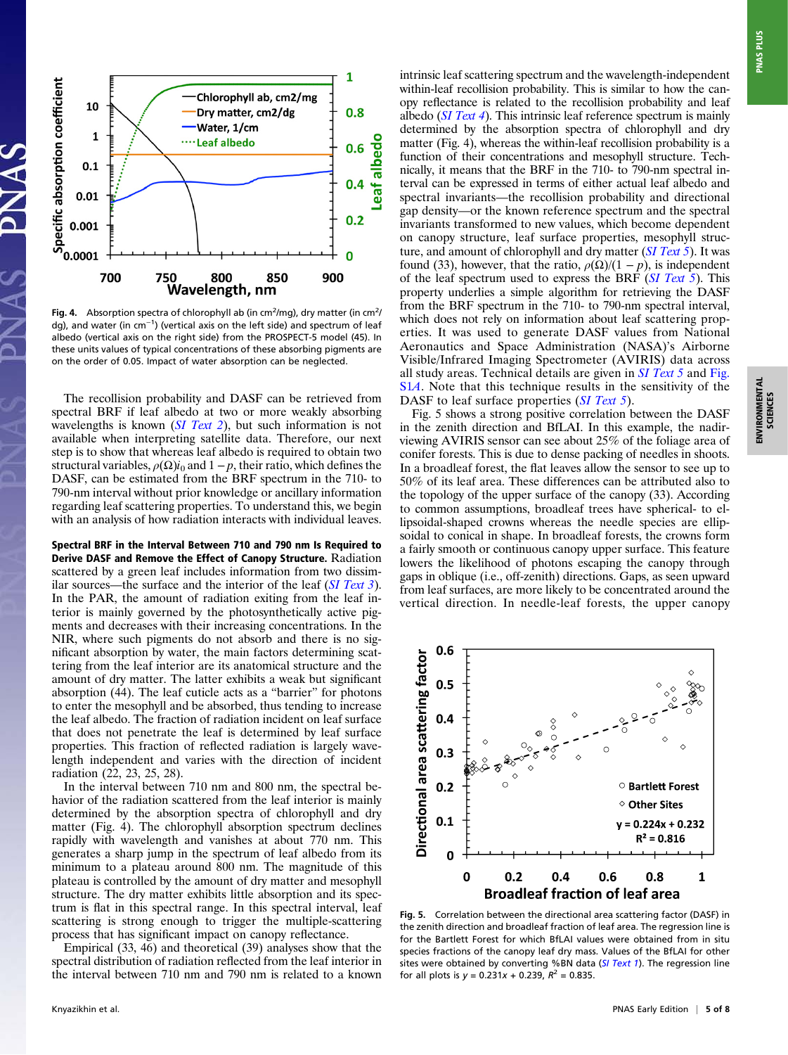Fig. 4. Absorption spectra of chlorophyll ab (in cm²/mg), dry matter (in cm²/dg), and water (in cm$^{-1}$) (vertical axis on the left side) and spectrum of leaf albedo (vertical axis on the right side) from the PROSPECT-5 model (45). In these units values of typical concentrations of these absorbing pigments are on the order of 0.05. Impact of water absorption can be neglected.

The recollision probability and DASF can be retrieved from spectral BRF if leaf albedo at two or more weakly absorbing wavelengths is known (*SI Text 2*), but such information is not available when interpreting satellite data. Therefore, our next step is to show that whereas leaf albedo is required to obtain two structural variables, $\rho(\Omega)i_0$ and $1-p$, their ratio, which defines the DASF, can be estimated from the BRF spectrum in the 710- to 790-nm interval without prior knowledge or ancillary information regarding leaf scattering properties. To understand this, we begin with an analysis of how radiation interacts with individual leaves.

**Spectral BRF in the Interval Between 710 and 790 nm Is Required to Derive DASF and Remove the Effect of Canopy Structure.** Radiation scattered by a green leaf includes information from two dissimilar sources—the surface and the interior of the leaf (*SI Text 3*). In the PAR, the amount of radiation exiting from the leaf interior is mainly governed by the photosynthetically active pigments and decreases with their increasing concentrations. In the NIR, where such pigments do not absorb and there is no significant absorption by water, the main factors determining scattering from the leaf interior are its anatomical structure and the amount of dry matter. The latter exhibits a weak but significant absorption (44). The leaf cuticle acts as a "barrier" for photons to enter the mesophyll and be absorbed, thus tending to increase the leaf albedo. The fraction of radiation incident on leaf surface that does not penetrate the leaf is determined by leaf surface properties. This fraction of reflected radiation is largely wavelength independent and varies with the direction of incident radiation (22, 23, 25, 28).

In the interval between 710 nm and 800 nm, the spectral behavior of the radiation scattered from the leaf interior is mainly determined by the absorption spectra of chlorophyll and dry matter (Fig. 4). The chlorophyll absorption spectrum declines rapidly with wavelength and vanishes at about 770 nm. This generates a sharp jump in the spectrum of leaf albedo from its minimum to a plateau around 800 nm. The magnitude of this plateau is controlled by the amount of dry matter and mesophyll structure. The dry matter exhibits little absorption and its spectrum is flat in this spectral range. In this spectral interval, leaf scattering is strong enough to trigger the multiple-scattering process that has significant impact on canopy reflectance.

Empirical (33, 46) and theoretical (39) analyses show that the spectral distribution of radiation reflected from the leaf interior in the interval between 710 nm and 790 nm is related to a known intrinsic leaf scattering spectrum and the wavelength-independent within-leaf recollision probability. This is similar to how the canopy reflectance is related to the recollision probability and leaf albedo (*SI Text 4*). This intrinsic leaf reference spectrum is mainly determined by the absorption spectra of chlorophyll and dry matter (Fig. 4), whereas the within-leaf recollision probability is a function of their concentrations and mesophyll structure. Technically, it means that the BRF in the 710- to 790-nm spectral interval can be expressed in terms of either actual leaf albedo and spectral invariants—the recollision probability and directional gap density—or the known reference spectrum and the spectral invariants transformed to new values, which become dependent on canopy structure, leaf surface properties, mesophyll structure, and amount of chlorophyll and dry matter (*SI Text 5*). It was found (33), however, that the ratio, $\rho(\Omega)/(1-p)$, is independent of the leaf spectrum used to express the BRF (*SI Text 5*). This property underlies a simple algorithm for retrieving the DASF from the BRF spectrum in the 710- to 790-nm spectral interval, which does not rely on information about leaf scattering properties. It was used to generate DASF values from National Aeronautics and Space Administration (NASA)'s Airborne Visible/Infrared Imaging Spectrometer (AVIRIS) data across all study areas. Technical details are given in *SI Text 5* and Fig. S1*A*. Note that this technique results in the sensitivity of the DASF to leaf surface properties (*SI Text 5*).

Fig. 5 shows a strong positive correlation between the DASF in the zenith direction and BfLAI. In this example, the nadir-viewing AVIRIS sensor can see about 25% of the foliage area of conifer forests. This is due to dense packing of needles in shoots. In a broadleaf forest, the flat leaves allow the sensor to see up to 50% of its leaf area. These differences can be attributed also to the topology of the upper surface of the canopy (33). According to common assumptions, broadleaf trees have spherical- to ellipsoidal-shaped crowns whereas the needle species are ellipsoidal to conical in shape. In broadleaf forests, the crowns form a fairly smooth or continuous canopy upper surface. This feature lowers the likelihood of photons escaping the canopy through gaps in oblique (i.e., off-zenith) directions. Gaps, as seen upward from leaf surfaces, are more likely to be concentrated around the vertical direction. In needle-leaf forests, the upper canopy

Fig. 5. Correlation between the directional area scattering factor (DASF) in the zenith direction and broadleaf fraction of leaf area. The regression line is for the Bartlett Forest for which BfLAI values were obtained from in situ species fractions of the canopy leaf dry mass. Values of the BfLAI for other sites were obtained by converting %BN data (*SI Text 1*). The regression line for all plots is $y = 0.231x + 0.239$, $R^2 = 0.835$.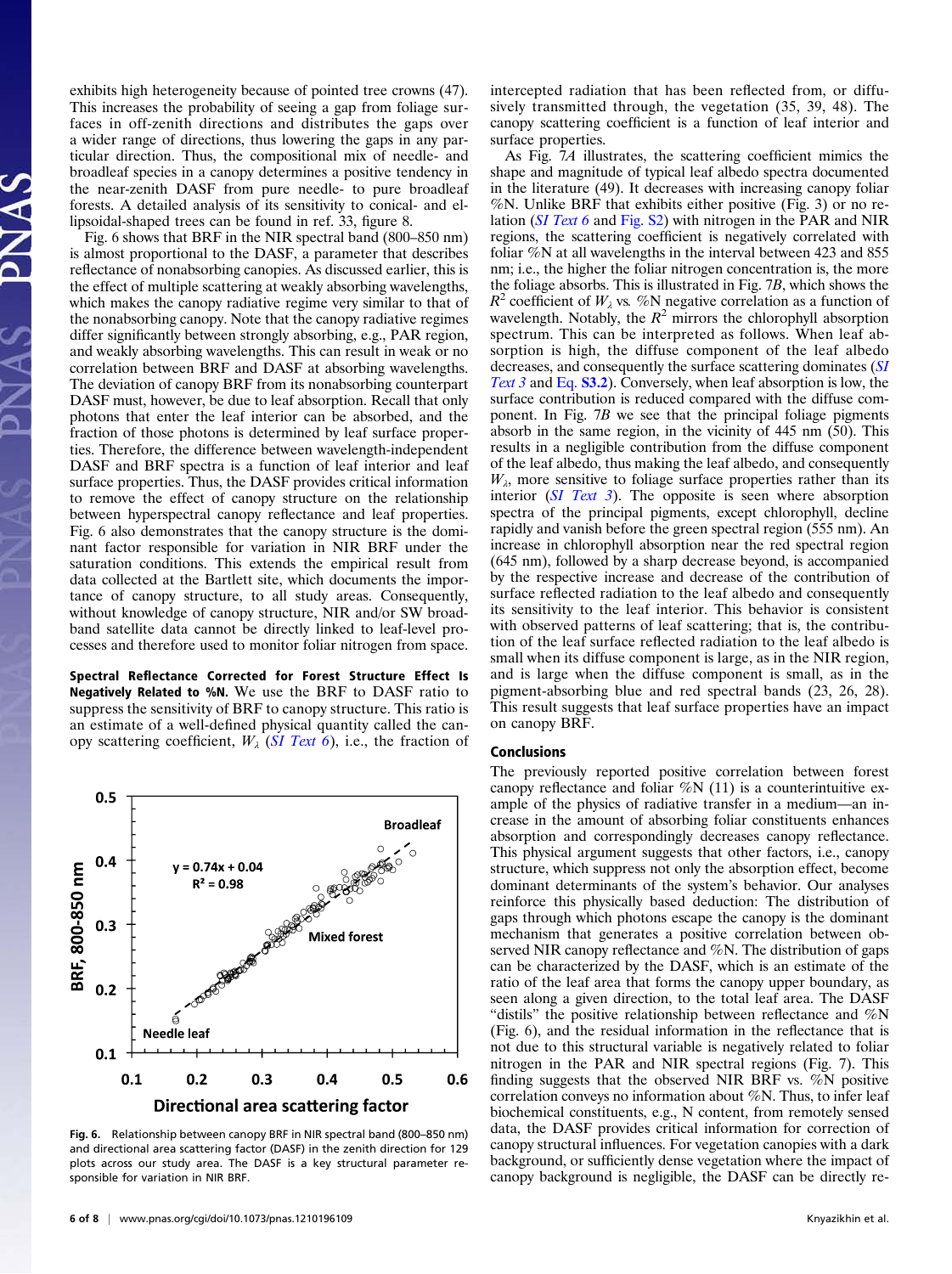exhibits high heterogeneity because of pointed tree crowns (47). This increases the probability of seeing a gap from foliage surfaces in off-zenith directions and distributes the gaps over a wider range of directions, thus lowering the gaps in any particular direction. Thus, the compositional mix of needle- and broadleaf species in a canopy determines a positive tendency in the near-zenith DASF from pure needle- to pure broadleaf forests. A detailed analysis of its sensitivity to conical- and ellipsoidal-shaped trees can be found in ref. 33, figure 8.

Fig. 6 shows that BRF in the NIR spectral band (800–850 nm) is almost proportional to the DASF, a parameter that describes reflectance of nonabsorbing canopies. As discussed earlier, this is the effect of multiple scattering at weakly absorbing wavelengths, which makes the canopy radiative regime very similar to that of the nonabsorbing canopy. Note that the canopy radiative regimes differ significantly between strongly absorbing, e.g., PAR region, and weakly absorbing wavelengths. This can result in weak or no correlation between BRF and DASF at absorbing wavelengths. The deviation of canopy BRF from its nonabsorbing counterpart DASF must, however, be due to leaf absorption. Recall that only photons that enter the leaf interior can be absorbed, and the fraction of those photons is determined by leaf surface properties. Therefore, the difference between wavelength-independent DASF and BRF spectra is a function of leaf interior and leaf surface properties. Thus, the DASF provides critical information to remove the effect of canopy structure on the relationship between hyperspectral canopy reflectance and leaf properties. Fig. 6 also demonstrates that the canopy structure is the dominant factor responsible for variation in NIR BRF under the saturation conditions. This extends the empirical result from data collected at the Bartlett site, which documents the importance of canopy structure, to all study areas. Consequently, without knowledge of canopy structure, NIR and/or SW broadband satellite data cannot be directly linked to leaf-level processes and therefore used to monitor foliar nitrogen from space.

**Spectral Reflectance Corrected for Forest Structure Effect Is Negatively Related to %N.** We use the BRF to DASF ratio to suppress the sensitivity of BRF to canopy structure. This ratio is an estimate of a well-defined physical quantity called the canopy scattering coefficient, $W_\lambda$ (*SI Text 6*), i.e., the fraction of intercepted radiation that has been reflected from, or diffusively transmitted through, the vegetation (35, 39, 48). The canopy scattering coefficient is a function of leaf interior and surface properties.

As Fig. 7*A* illustrates, the scattering coefficient mimics the shape and magnitude of typical leaf albedo spectra documented in the literature (49). It decreases with increasing canopy foliar %N. Unlike BRF that exhibits either positive (Fig. 3) or no relation (*SI Text 6* and Fig. S2) with nitrogen in the PAR and NIR regions, the scattering coefficient is negatively correlated with foliar %N at all wavelengths in the interval between 423 and 855 nm; i.e., the higher the foliar nitrogen concentration is, the more the foliage absorbs. This is illustrated in Fig. 7*B*, which shows the $R^2$ coefficient of $W_\lambda$ vs. %N negative correlation as a function of wavelength. Notably, the $R^2$ mirrors the chlorophyll absorption spectrum. This can be interpreted as follows. When leaf absorption is high, the diffuse component of the leaf albedo decreases, and consequently the surface scattering dominates (*SI Text 3* and Eq. **S3.2**). Conversely, when leaf absorption is low, the surface contribution is reduced compared with the diffuse component. In Fig. 7*B* we see that the principal foliage pigments absorb in the same region, in the vicinity of 445 nm (50). This results in a negligible contribution from the diffuse component of the leaf albedo, thus making the leaf albedo, and consequently $W_\lambda$, more sensitive to foliage surface properties rather than its interior (*SI Text 3*). The opposite is seen where absorption spectra of the principal pigments, except chlorophyll, decline rapidly and vanish before the green spectral region (555 nm). An increase in chlorophyll absorption near the red spectral region (645 nm), followed by a sharp decrease beyond, is accompanied by the respective increase and decrease of the contribution of surface reflected radiation to the leaf albedo and consequently its sensitivity to the leaf interior. This behavior is consistent with observed patterns of leaf scattering; that is, the contribution of the leaf surface reflected radiation to the leaf albedo is small when its diffuse component is large, as in the NIR region, and is large when the diffuse component is small, as in the pigment-absorbing blue and red spectral bands (23, 26, 28). This result suggests that leaf surface properties have an impact on canopy BRF.

Broadleaf
y = 0.74x + 0.04
$R^2$ = 0.98
Mixed forest
Needle leaf
BRF, 800-850 nm
0.5
0.4
0.3
0.2
0.1
0.1 0.2 0.3 0.4 0.5 0.6
Directional area scattering factor

Fig. 6. Relationship between canopy BRF in NIR spectral band (800–850 nm) and directional area scattering factor (DASF) in the zenith direction for 129 plots across our study area. The DASF is a key structural parameter responsible for variation in NIR BRF.

## Conclusions

The previously reported positive correlation between forest canopy reflectance and foliar %N (11) is a counterintuitive example of the physics of radiative transfer in a medium—an increase in the amount of absorbing foliar constituents enhances absorption and correspondingly decreases canopy reflectance. This physical argument suggests that other factors, i.e., canopy structure, which suppress not only the absorption effect, become dominant determinants of the system's behavior. Our analyses reinforce this physically based deduction: The distribution of gaps through which photons escape the canopy is the dominant mechanism that generates a positive correlation between observed NIR canopy reflectance and %N. The distribution of gaps can be characterized by the DASF, which is an estimate of the ratio of the leaf area that forms the canopy upper boundary, as seen along a given direction, to the total leaf area. The DASF "distils" the positive relationship between reflectance and %N (Fig. 6), and the residual information in the reflectance that is not due to this structural variable is negatively related to foliar nitrogen in the PAR and NIR spectral regions (Fig. 7). This finding suggests that the observed NIR BRF vs. %N positive correlation conveys no information about %N. Thus, to infer leaf biochemical constituents, e.g., N content, from remotely sensed data, the DASF provides critical information for correction of canopy structural influences. For vegetation canopies with a dark background, or sufficiently dense vegetation where the impact of canopy background is negligible, the DASF can be directly re-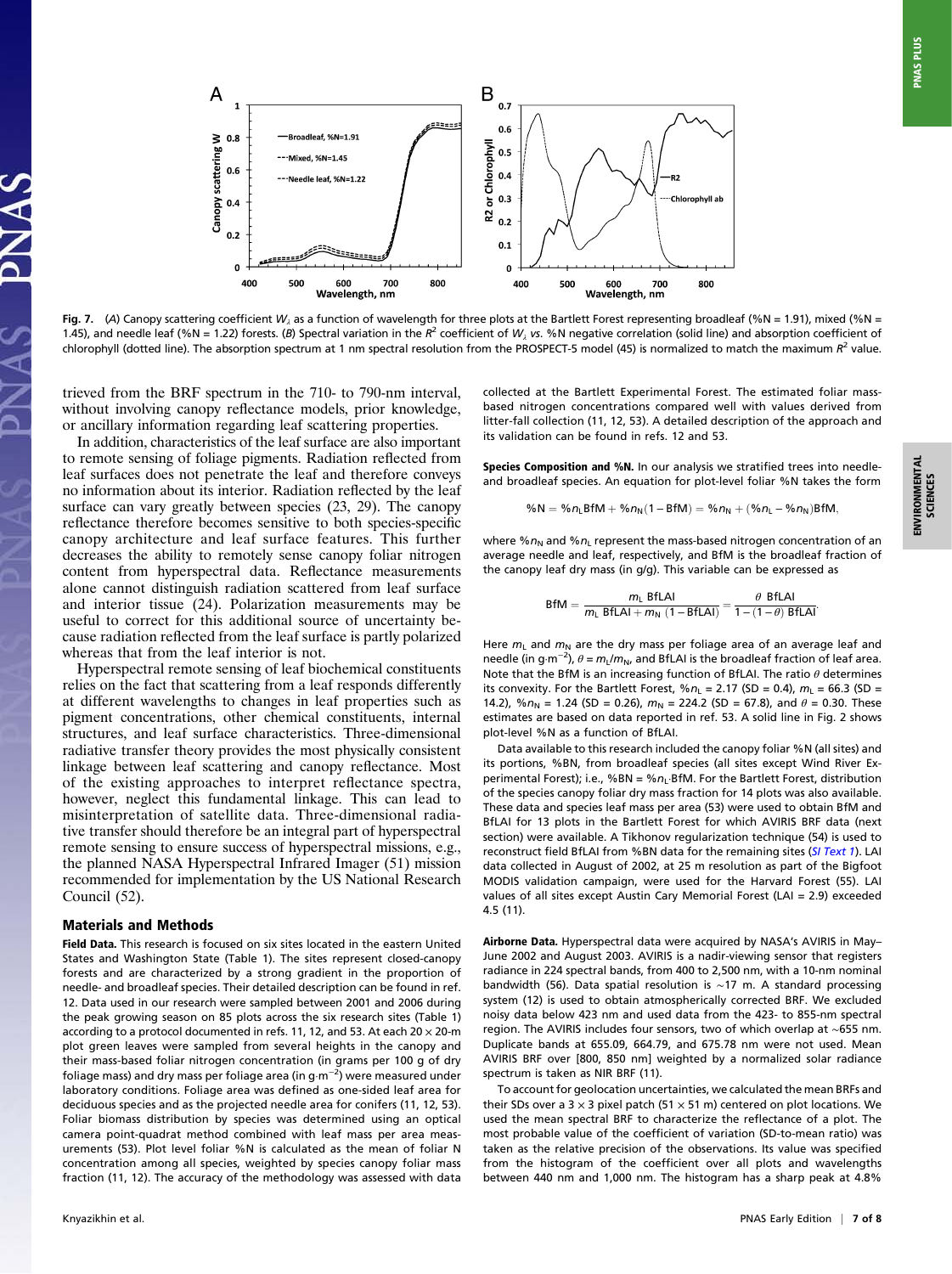Fig. 7. (A) Canopy scattering coefficient $W_\lambda$ as a function of wavelength for three plots at the Bartlett Forest representing broadleaf (%N = 1.91), mixed (%N = 1.45), and needle leaf (%N = 1.22) forests. (B) Spectral variation in the $R^2$ coefficient of $W_\lambda$ vs. %N negative correlation (solid line) and absorption coefficient of chlorophyll (dotted line). The absorption spectrum at 1 nm spectral resolution from the PROSPECT-5 model (45) is normalized to match the maximum $R^2$ value.

trieved from the BRF spectrum in the 710- to 790-nm interval, without involving canopy reflectance models, prior knowledge, or ancillary information regarding leaf scattering properties.

In addition, characteristics of the leaf surface are also important to remote sensing of foliar pigments. Radiation reflected from leaf surfaces does not penetrate the leaf and therefore conveys no information about its interior. Radiation reflected by the leaf surface can vary greatly between species (23, 29). The canopy reflectance therefore becomes sensitive to both species-specific canopy architecture and leaf surface features. This further decreases the ability to remotely sense canopy foliar nitrogen content from hyperspectral data. Reflectance measurements alone cannot distinguish radiation scattered from leaf surface and interior tissue (24). Polarization measurements may be useful to correct for this additional source of uncertainty because radiation reflected from the leaf surface is partly polarized whereas that from the leaf interior is not.

Hyperspectral remote sensing of leaf biochemical constituents relies on the fact that scattering from a leaf responds differently at different wavelengths to changes in leaf properties such as pigment concentrations, other chemical constituents, internal structures, and leaf surface characteristics. Three-dimensional radiative transfer theory provides the most physically consistent linkage between leaf scattering and canopy reflectance. Most of the existing approaches to interpret reflectance spectra, however, neglect this fundamental linkage. This can lead to misinterpretation of satellite data. Three-dimensional radiative transfer should therefore be an integral part of hyperspectral remote sensing to ensure success of hyperspectral missions, e.g., the planned NASA Hyperspectral Infrared Imager (51) mission recommended for implementation by the US National Research Council (52).

## Materials and Methods

**Field Data.** This research is focused on six sites located in the eastern United States and Washington State (Table 1). The sites represent closed-canopy forests and are characterized by a strong gradient in the proportion of needle- and broadleaf species. Their detailed description can be found in ref. 12. Data used in our research were sampled between 2001 and 2006 during the peak growing season on 85 plots across the six research sites (Table 1) according to a protocol documented in refs. 11, 12, and 53. At each 20 × 20-m plot green leaves were sampled from several heights in the canopy and their mass-based foliar nitrogen concentration (in grams per 100 g of dry foliage mass) and dry mass per foliage area (in g·m$^{-2}$) were measured under laboratory conditions. Foliage area was defined as one-sided leaf area for deciduous species and as the projected needle area for conifers (11, 12, 53). Foliar biomass distribution by species was determined using an optical camera point-quadrat method combined with leaf mass per area measurements (53). Plot level foliar %N is calculated as the mean of foliar N concentration among all species, weighted by species canopy foliar mass fraction (11, 12). The accuracy of the methodology was assessed with data collected at the Bartlett Experimental Forest. The estimated foliar mass-based nitrogen concentrations compared well with values derived from litter-fall collection (11, 12, 53). A detailed description of the approach and its validation can be found in refs. 12 and 53.

**Species Composition and %N.** In our analysis we stratified trees into needle- and broadleaf species. An equation for plot-level foliar %N takes the form

$$\%\mathrm{N} = \%n_{\mathrm{L}}\mathrm{BfM} + \%n_{\mathrm{N}}(1-\mathrm{BfM}) = \%n_{\mathrm{N}} + (\%n_{\mathrm{L}} - \%n_{\mathrm{N}})\mathrm{BfM},$$

where $\%n_{\mathrm{N}}$ and $\%n_{\mathrm{L}}$ represent the mass-based nitrogen concentration of an average needle and leaf, respectively, and BfM is the broadleaf fraction of the canopy leaf dry mass (in g/g). This variable can be expressed as

$$\mathrm{BfM} = \frac{m_{\mathrm{L}}\ \mathrm{BfLAI}}{m_{\mathrm{L}}\ \mathrm{BfLAI} + m_{\mathrm{N}}\ (1-\mathrm{BfLAI})} = \frac{\theta\ \mathrm{BfLAI}}{1-(1-\theta)\ \mathrm{BfLAI}}.$$

Here $m_{\mathrm{L}}$ and $m_{\mathrm{N}}$ are the dry mass per foliage area of an average leaf and needle (in g·m$^{-2}$), $\theta = m_{\mathrm{L}}/m_{\mathrm{N}}$, and BfLAI is the broadleaf fraction of leaf area. Note that the BfM is an increasing function of BfLAI. The ratio $\theta$ determines its convexity. For the Bartlett Forest, $\%n_{\mathrm{L}}$ = 2.17 (SD = 0.4), $m_{\mathrm{L}}$ = 66.3 (SD = 14.2), $\%n_{\mathrm{N}}$ = 1.24 (SD = 0.26), $m_{\mathrm{N}}$ = 224.2 (SD = 67.8), and $\theta$ = 0.30. These estimates are based on data reported in ref. 53. A solid line in Fig. 2 shows plot-level %N as a function of BfLAI.

Data available to this research included the canopy foliar %N (all sites) and its portions, %BN, from broadleaf species (all sites except Wind River Experimental Forest); i.e., %BN = $\%n_{\mathrm{L}}$·BfM. For the Bartlett Forest, distribution of the species canopy foliar dry mass fraction for 14 plots was also available. These data and species leaf mass per area (53) were used to obtain BfM and BfLAI for 13 plots in the Bartlett Forest for which AVIRIS BRF data (next section) were available. A Tikhonov regularization technique (54) is used to reconstruct field BfLAI from %BN data for the remaining sites (*SI Text 1*). LAI data collected in August of 2002, at 25 m resolution as part of the Bigfoot MODIS validation campaign, were used for the Harvard Forest (55). LAI values of all sites except Austin Cary Memorial Forest (LAI = 2.9) exceeded 4.5 (11).

**Airborne Data.** Hyperspectral data were acquired by NASA's AVIRIS in May–June 2002 and August 2003. AVIRIS is a nadir-viewing sensor that registers radiance in 224 spectral bands, from 400 to 2,500 nm, with a 10-nm nominal bandwidth (56). Data spatial resolution is ~17 m. A standard processing system (12) is used to obtain atmospherically corrected BRF. We excluded noisy data below 423 nm and used data from the 423- to 855-nm spectral region. The AVIRIS includes four sensors, two of which overlap at ~655 nm. Duplicate bands at 655.09, 664.79, and 675.78 nm were not used. Mean AVIRIS BRF over [800, 850 nm] weighted by a normalized solar radiance spectrum is taken as NIR BRF (11).

To account for geolocation uncertainties, we calculated the mean BRFs and their SDs over a 3 × 3 pixel patch (51 × 51 m) centered on plot locations. We used the mean spectral BRF to characterize the reflectance of a plot. The most probable value of the coefficient of variation (SD-to-mean ratio) was taken as the relative precision of the observations. Its value was specified from the histogram of the coefficient over all plots and wavelengths between 440 nm and 1,000 nm. The histogram has a sharp peak at 4.8%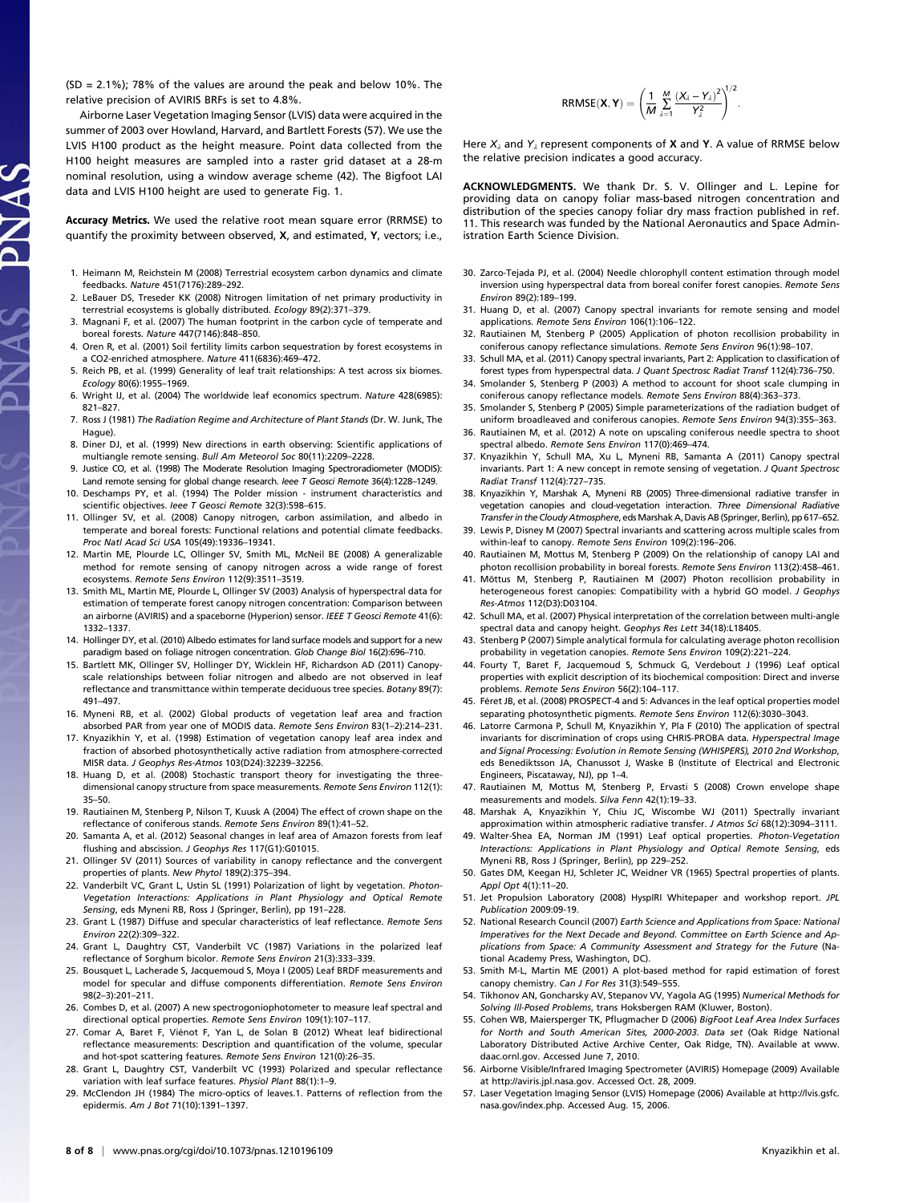(SD = 2.1%); 78% of the values are around the peak and below 10%. The relative precision of AVIRIS BRFs is set to 4.8%.

Airborne Laser Vegetation Imaging Sensor (LVIS) data were acquired in the summer of 2003 over Howland, Harvard, and Bartlett Forests (57). We use the LVIS H100 product as the height measure. Point data collected from the H100 height measures are sampled into a raster grid dataset at a 28-m nominal resolution, using a window average scheme (42). The Bigfoot LAI data and LVIS H100 height are used to generate Fig. 1.

**Accuracy Metrics.** We used the relative root mean square error (RRMSE) to quantify the proximity between observed, **X**, and estimated, **Y**, vectors; i.e.,

$$\mathrm{RRMSE}(\mathbf{X},\mathbf{Y}) = \left(\frac{1}{M}\sum_{\lambda=1}^{M}\frac{(X_\lambda - Y_\lambda)^2}{Y_\lambda^2}\right)^{1/2}.$$

Here $X_\lambda$ and $Y_\lambda$ represent components of **X** and **Y**. A value of RRMSE below the relative precision indicates a good accuracy.

**ACKNOWLEDGMENTS.** We thank Dr. S. V. Ollinger and L. Lepine for providing data on canopy foliar mass-based nitrogen concentration and distribution of the species canopy foliar dry mass fraction published in ref. 11. This research was funded by the National Aeronautics and Space Administration Earth Science Division.

1. Heimann M, Reichstein M (2008) Terrestrial ecosystem carbon dynamics and climate feedbacks. *Nature* 451(7176):289–292.
2. LeBauer DS, Treseder KK (2008) Nitrogen limitation of net primary productivity in terrestrial ecosystems is globally distributed. *Ecology* 89(2):371–379.
3. Magnani F, et al. (2007) The human footprint in the carbon cycle of temperate and boreal forests. *Nature* 447(7146):848–850.
4. Oren R, et al. (2001) Soil fertility limits carbon sequestration by forest ecosystems in a CO2-enriched atmosphere. *Nature* 411(6836):469–472.
5. Reich PB, et al. (1999) Generality of leaf trait relationships: A test across six biomes. *Ecology* 80(6):1955–1969.
6. Wright IJ, et al. (2004) The worldwide leaf economics spectrum. *Nature* 428(6985): 821–827.
7. Ross J (1981) *The Radiation Regime and Architecture of Plant Stands* (Dr. W. Junk, The Hague).
8. Diner DJ, et al. (1999) New directions in earth observing: Scientific applications of multiangle remote sensing. *Bull Am Meteorol Soc* 80(11):2209–2228.
9. Justice CO, et al. (1998) The Moderate Resolution Imaging Spectroradiometer (MODIS): Land remote sensing for global change research. *Ieee T Geosci Remote* 36(4):1228–1249.
10. Deschamps PY, et al. (1994) The Polder mission - instrument characteristics and scientific objectives. *Ieee T Geosci Remote* 32(3):598–615.
11. Ollinger SV, et al. (2008) Canopy nitrogen, carbon assimilation, and albedo in temperate and boreal forests: Functional relations and potential climate feedbacks. *Proc Natl Acad Sci USA* 105(49):19336–19341.
12. Martin ME, Plourde LC, Ollinger SV, Smith ML, McNeil BE (2008) A generalizable method for remote sensing of canopy nitrogen across a wide range of forest ecosystems. *Remote Sens Environ* 112(9):3511–3519.
13. Smith ML, Martin ME, Plourde L, Ollinger SV (2003) Analysis of hyperspectral data for estimation of temperate forest canopy nitrogen concentration: Comparison between an airborne (AVIRIS) and a spaceborne (Hyperion) sensor. *IEEE T Geosci Remote* 41(6): 1332–1337.
14. Hollinger DY, et al. (2010) Albedo estimates for land surface models and support for a new paradigm based on foliage nitrogen concentration. *Glob Change Biol* 16(2):696–710.
15. Bartlett MK, Ollinger SV, Hollinger DY, Wicklein HF, Richardson AD (2011) Canopy-scale relationships between foliar nitrogen and albedo are not observed in leaf reflectance and transmittance within temperate deciduous tree species. *Botany* 89(7): 491–497.
16. Myneni RB, et al. (2002) Global products of vegetation leaf area and fraction absorbed PAR from year one of MODIS data. *Remote Sens Environ* 83(1–2):214–231.
17. Knyazikhin Y, et al. (1998) Estimation of vegetation canopy leaf area index and fraction of absorbed photosynthetically active radiation from atmosphere-corrected MISR data. *J Geophys Res-Atmos* 103(D24):32239–32256.
18. Huang D, et al. (2008) Stochastic transport theory for investigating the three-dimensional canopy structure from space measurements. *Remote Sens Environ* 112(1): 35–50.
19. Rautiainen M, Stenberg P, Nilson T, Kuusk A (2004) The effect of crown shape on the reflectance of coniferous stands. *Remote Sens Environ* 89(1):41–52.
20. Samanta A, et al. (2012) Seasonal changes in leaf area of Amazon forests from leaf flushing and abscission. *J Geophys Res* 117(G1):G01015.
21. Ollinger SV (2011) Sources of variability in canopy reflectance and the convergent properties of plants. *New Phytol* 189(2):375–394.
22. Vanderbilt VC, Grant L, Ustin SL (1991) Polarization of light by vegetation. *Photon-Vegetation Interactions: Applications in Plant Physiology and Optical Remote Sensing*, eds Myneni RB, Ross J (Springer, Berlin), pp 191–228.
23. Grant L (1987) Diffuse and specular characteristics of leaf reflectance. *Remote Sens Environ* 22(2):309–322.
24. Grant L, Daughtry CST, Vanderbilt VC (1987) Variations in the polarized leaf reflectance of Sorghum bicolor. *Remote Sens Environ* 21(3):333–339.
25. Bousquet L, Lacherade S, Jacquemoud S, Moya I (2005) Leaf BRDF measurements and model for specular and diffuse components differentiation. *Remote Sens Environ* 98(2–3):201–211.
26. Combes D, et al. (2007) A new spectrogoniophotometer to measure leaf spectral and directional optical properties. *Remote Sens Environ* 109(1):107–117.
27. Comar A, Baret F, Viénot F, Yan L, de Solan B (2012) Wheat leaf bidirectional reflectance measurements: Description and quantification of the volume, specular and hot-spot scattering features. *Remote Sens Environ* 121(0):26–35.
28. Grant L, Daughtry CST, Vanderbilt VC (1993) Polarized and specular reflectance variation with leaf surface features. *Physiol Plant* 88(1):1–9.
29. McClendon JH (1984) The micro-optics of leaves.1. Patterns of reflection from the epidermis. *Am J Bot* 71(10):1391–1397.
30. Zarco-Tejada PJ, et al. (2004) Needle chlorophyll content estimation through model inversion using hyperspectral data from boreal conifer forest canopies. *Remote Sens Environ* 89(2):189–199.
31. Huang D, et al. (2007) Canopy spectral invariants for remote sensing and model applications. *Remote Sens Environ* 106(1):106–122.
32. Rautiainen M, Stenberg P (2005) Application of photon recollision probability in coniferous canopy reflectance simulations. *Remote Sens Environ* 96(1):98–107.
33. Schull MA, et al. (2011) Canopy spectral invariants, Part 2: Application to classification of forest types from hyperspectral data. *J Quant Spectrosc Radiat Transf* 112(4):736–750.
34. Smolander S, Stenberg P (2003) A method to account for shoot scale clumping in coniferous canopy reflectance models. *Remote Sens Environ* 88(4):363–373.
35. Smolander S, Stenberg P (2005) Simple parameterizations of the radiation budget of uniform broadleaved and coniferous canopies. *Remote Sens Environ* 94(3):355–363.
36. Rautiainen M, et al. (2012) A note on upscaling coniferous needle spectra to shoot spectral albedo. *Remote Sens Environ* 117(0):469–474.
37. Knyazikhin Y, Schull MA, Xu L, Myneni RB, Samanta A (2011) Canopy spectral invariants. Part 1: A new concept in remote sensing of vegetation. *J Quant Spectrosc Radiat Transf* 112(4):727–735.
38. Knyazikhin Y, Marshak A, Myneni RB (2005) Three-dimensional radiative transfer in vegetation canopies and cloud-vegetation interaction. *Three Dimensional Radiative Transfer in the Cloudy Atmosphere*, eds Marshak A, Davis AB (Springer, Berlin), pp 617–652.
39. Lewis P, Disney M (2007) Spectral invariants and scattering across multiple scales from within-leaf to canopy. *Remote Sens Environ* 109(2):196–206.
40. Rautiainen M, Mottus M, Stenberg P (2009) On the relationship of canopy LAI and photon recollision probability in boreal forests. *Remote Sens Environ* 113(2):458–461.
41. Mõttus M, Stenberg P, Rautiainen M (2007) Photon recollision probability in heterogeneous forest canopies: Compatibility with a hybrid GO model. *J Geophys Res-Atmos* 112(D3):D03104.
42. Schull MA, et al. (2007) Physical interpretation of the correlation between multi-angle spectral data and canopy height. *Geophys Res Lett* 34(18):L18405.
43. Stenberg P (2007) Simple analytical formula for calculating average photon recollision probability in vegetation canopies. *Remote Sens Environ* 109(2):221–224.
44. Fourty T, Baret F, Jacquemoud S, Schmuck G, Verdebout J (1996) Leaf optical properties with explicit description of its biochemical composition: Direct and inverse problems. *Remote Sens Environ* 56(2):104–117.
45. Féret JB, et al. (2008) PROSPECT-4 and 5: Advances in the leaf optical properties model separating photosynthetic pigments. *Remote Sens Environ* 112(6):3030–3043.
46. Latorre Carmona P, Schull M, Knyazikhin Y, Pla F (2010) The application of spectral invariants for discrimination of crops using CHRIS-PROBA data. *Hyperspectral Image and Signal Processing: Evolution in Remote Sensing (WHISPERS), 2010 2nd Workshop*, eds Benediktsson JA, Chanussot J, Waske B (Institute of Electrical and Electronic Engineers, Piscataway, NJ), pp 1–4.
47. Rautiainen M, Mottus M, Stenberg P, Ervasti S (2008) Crown envelope shape measurements and models. *Silva Fenn* 42(1):19–33.
48. Marshak A, Knyazikhin Y, Chiu JC, Wiscombe WJ (2011) Spectrally invariant approximation within atmospheric radiative transfer. *J Atmos Sci* 68(12):3094–3111.
49. Walter-Shea EA, Norman JM (1991) Leaf optical properties. *Photon-Vegetation Interactions: Applications in Plant Physiology and Optical Remote Sensing*, eds Myneni RB, Ross J (Springer, Berlin), pp 229–252.
50. Gates DM, Keegan HJ, Schleter JC, Weidner VR (1965) Spectral properties of plants. *Appl Opt* 4(1):11–20.
51. Jet Propulsion Laboratory (2008) HyspIRI Whitepaper and workshop report. *JPL Publication* 2009:09-19.
52. National Research Council (2007) *Earth Science and Applications from Space: National Imperatives for the Next Decade and Beyond. Committee on Earth Science and Applications from Space: A Community Assessment and Strategy for the Future* (National Academy Press, Washington, DC).
53. Smith M-L, Martin ME (2001) A plot-based method for rapid estimation of forest canopy chemistry. *Can J For Res* 31(3):549–555.
54. Tikhonov AN, Goncharsky AV, Stepanov VV, Yagola AG (1995) *Numerical Methods for Solving Ill-Posed Problems*, trans Hoksbergen RAM (Kluwer, Boston).
55. Cohen WB, Maiersperger TK, Pflugmacher D (2006) *BigFoot Leaf Area Index Surfaces for North and South American Sites, 2000-2003. Data set* (Oak Ridge National Laboratory Distributed Active Archive Center, Oak Ridge, TN). Available at www.daac.ornl.gov. Accessed June 7, 2010.
56. Airborne Visible/Infrared Imaging Spectrometer (AVIRIS) Homepage (2009) Available at http://aviris.jpl.nasa.gov. Accessed Oct. 28, 2009.
57. Laser Vegetation Imaging Sensor (LVIS) Homepage (2006) Available at http://lvis.gsfc.nasa.gov/index.php. Accessed Aug. 15, 2006.